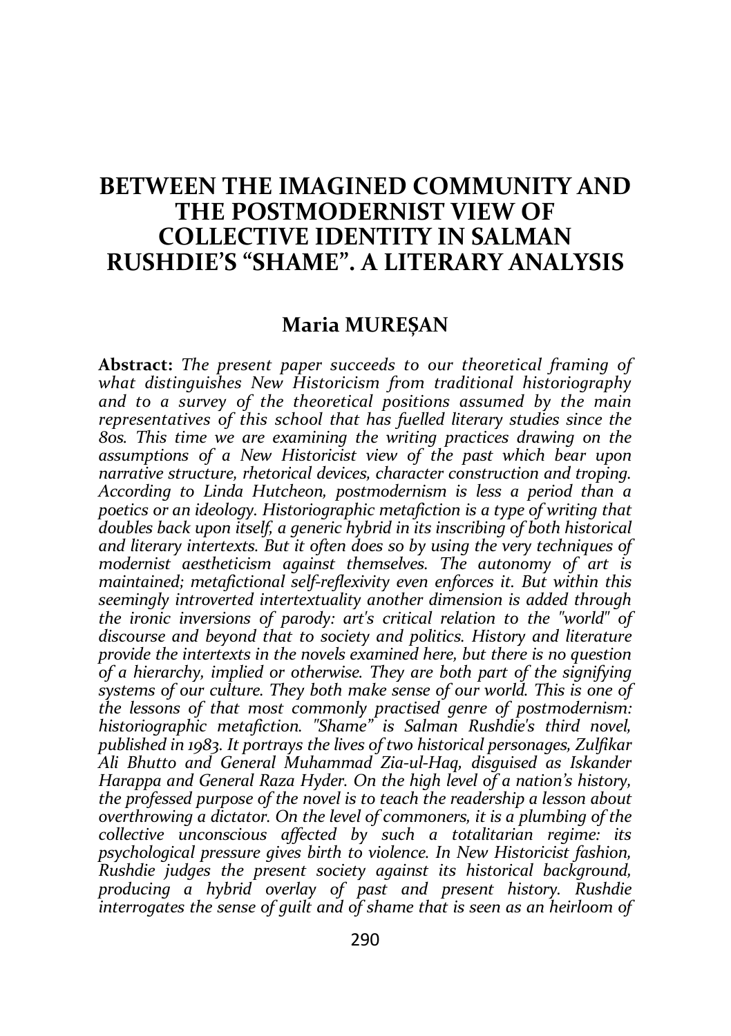# BETWEEN THE IMAGINED COMMUNITY AND THE POSTMODERNIST VIEW OF COLLECTIVE IDENTITY IN SALMAN RUSHDIE'S "SHAME". A LITERARY ANALYSIS

**Maria MUREȘAN**

**Abstract:** *The present paper succeeds to our theoretical framing of what distinguishes New Historicism from traditional historiography and to a survey of the theoretical positions assumed by the main representatives of this school that has fuelled literary studies since the 80s. This time we are examining the writing practices drawing on the assumptions of a New Historicist view of the past which bear upon narrative structure, rhetorical devices, character construction and troping. According to Linda Hutcheon, postmodernism is less a period than a poetics or an ideology. Historiographic metafiction is a type of writing that doubles back upon itself, a generic hybrid in its inscribing of both historical and literary intertexts. But it often does so by using the very techniques of modernist aestheticism against themselves. The autonomy of art is maintained; metafictional self-reflexivity even enforces it. But within this seemingly introverted intertextuality another dimension is added through the ironic inversions of parody: art's critical relation to the "world" of discourse and beyond that to society and politics. History and literature provide the intertexts in the novels examined here, but there is no question of a hierarchy, implied or otherwise. They are both part of the signifying systems of our culture. They both make sense of our world. This is one of the lessons of that most commonly practised genre of postmodernism: historiographic metafiction. "Shame" is Salman Rushdie's third novel, published in 1983. It portrays the lives of two historical personages, Zulfikar Ali Bhutto and General Muhammad Zia-ul-Haq, disguised as Iskander Harappa and General Raza Hyder. On the high level of a nation's history, the professed purpose of the novel is to teach the readership a lesson about overthrowing a dictator. On the level of commoners, it is a plumbing of the collective unconscious affected by such a totalitarian regime: its psychological pressure gives birth to violence. In New Historicist fashion, Rushdie judges the present society against its historical background, producing a hybrid overlay of past and present history. Rushdie interrogates the sense of guilt and of shame that is seen as an heirloom of*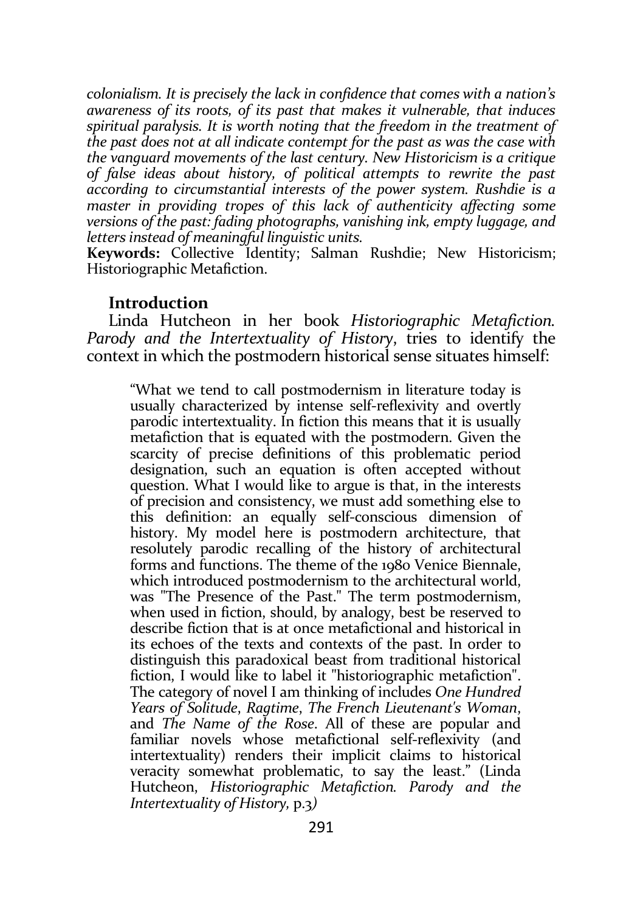*colonialism. It is precisely the lack in confidence that comes with a nation's awareness of its roots, of its past that makes it vulnerable, that induces spiritual paralysis. It is worth noting that the freedom in the treatment of the past does not at all indicate contempt for the past as was the case with the vanguard movements of the last century. New Historicism is a critique of false ideas about history, of political attempts to rewrite the past according to circumstantial interests of the power system. Rushdie is a master in providing tropes of this lack of authenticity affecting some versions of the past: fading photographs, vanishing ink, empty luggage, and letters instead of meaningful linguistic units.*

**Keywords:** Collective Identity; Salman Rushdie; New Historicism; Historiographic Metafiction.

## Introduction

Linda Hutcheon in her book *Historiographic Metafiction. Parody and the Intertextuality of History*, tries to identify the context in which the postmodern historical sense situates himself:

> "What we tend to call postmodernism in literature today is usually characterized by intense self-reflexivity and overtly parodic intertextuality. In fiction this means that it is usually metafiction that is equated with the postmodern. Given the scarcity of precise definitions of this problematic period designation, such an equation is often accepted without question. What I would like to argue is that, in the interests of precision and consistency, we must add something else to this definition: an equally self-conscious dimension of history. My model here is postmodern architecture, that resolutely parodic recalling of the history of architectural forms and functions. The theme of the 1980 Venice Biennale, which introduced postmodernism to the architectural world, was "The Presence of the Past." The term postmodernism, when used in fiction, should, by analogy, best be reserved to describe fiction that is at once metafictional and historical in its echoes of the texts and contexts of the past. In order to distinguish this paradoxical beast from traditional historical fiction, I would like to label it "historiographic metafiction". The category of novel I am thinking of includes *One Hundred Years of Solitude*, *Ragtime*, *The French Lieutenant's Woman*, and *The Name of the Rose*. All of these are popular and familiar novels whose metafictional self-reflexivity (and intertextuality) renders their implicit claims to historical veracity somewhat problematic, to say the least." (Linda Hutcheon, *Historiographic Metafiction. Parody and the Intertextuality of History,* p.3*)*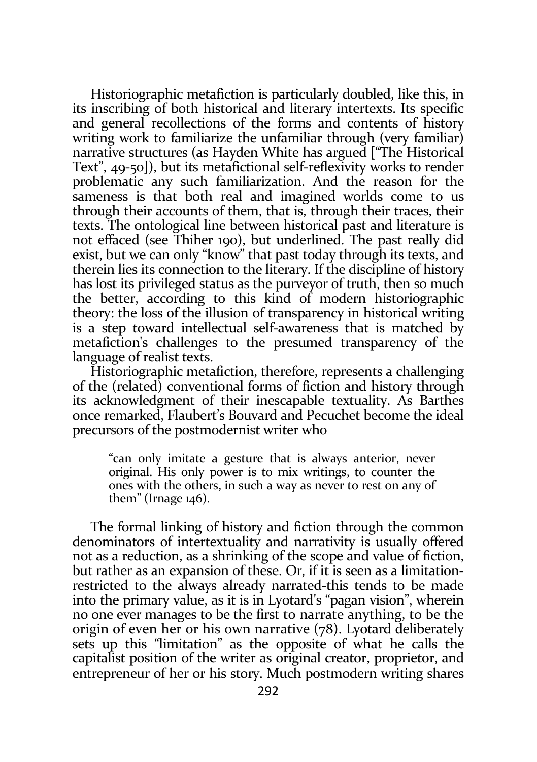Historiographic metafiction is particularly doubled, like this, in its inscribing of both historical and literary intertexts. Its specific and general recollections of the forms and contents of history writing work to familiarize the unfamiliar through (very familiar) narrative structures (as Hayden White has argued ["The Historical Text", 49-50]), but its metafictional self-reflexivity works to render problematic any such familiarization. And the reason for the sameness is that both real and imagined worlds come to us through their accounts of them, that is, through their traces, their texts. The ontological line between historical past and literature is not effaced (see Thiher 190), but underlined. The past really did exist, but we can only "know" that past today through its texts, and therein lies its connection to the literary. If the discipline of history has lost its privileged status as the purveyor of truth, then so much the better, according to this kind of modern historiographic theory: the loss of the illusion of transparency in historical writing is a step toward intellectual self-awareness that is matched by metafiction's challenges to the presumed transparency of the language of realist texts.

Historiographic metafiction, therefore, represents a challenging of the (related) conventional forms of fiction and history through its acknowledgment of their inescapable textuality. As Barthes once remarked, Flaubert's Bouvard and Pecuchet become the ideal precursors of the postmodernist writer who

> "can only imitate a gesture that is always anterior, never original. His only power is to mix writings, to counter the ones with the others, in such a way as never to rest on any of them" (Irnage 146).

The formal linking of history and fiction through the common denominators of intertextuality and narrativity is usually offered not as a reduction, as a shrinking of the scope and value of fiction, but rather as an expansion of these. Or, if it is seen as a limitation-restricted to the always already narrated-this tends to be made into the primary value, as it is in Lyotard's "pagan vision", wherein no one ever manages to be the first to narrate anything, to be the origin of even her or his own narrative (78). Lyotard deliberately sets up this "limitation" as the opposite of what he calls the capitalist position of the writer as original creator, proprietor, and entrepreneur of her or his story. Much postmodern writing shares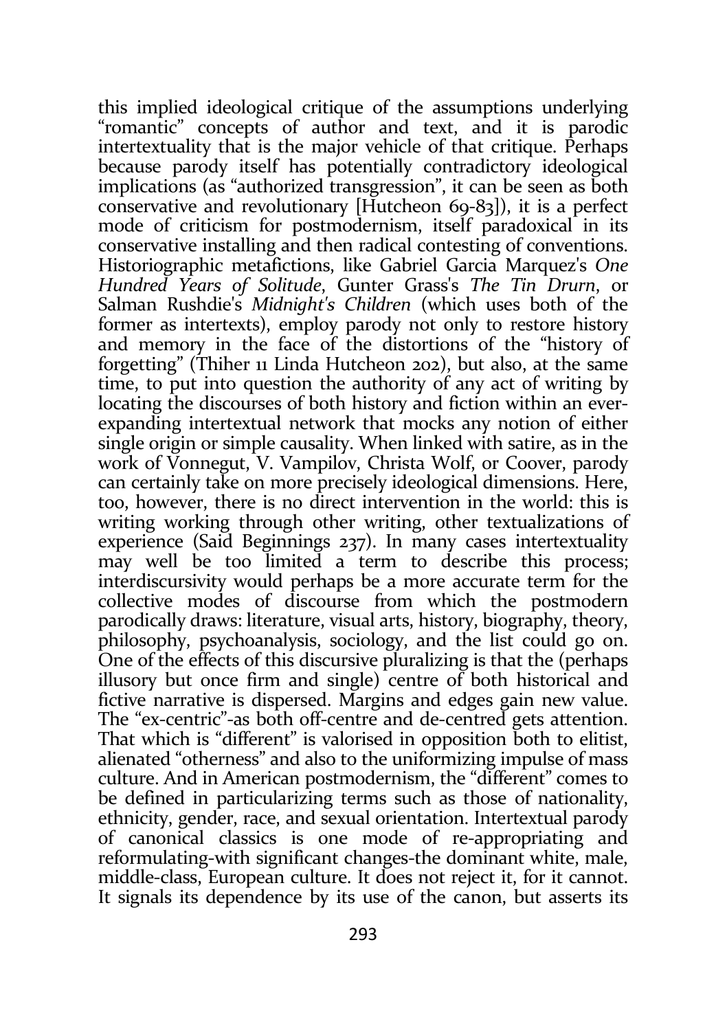this implied ideological critique of the assumptions underlying "romantic" concepts of author and text, and it is parodic intertextuality that is the major vehicle of that critique. Perhaps because parody itself has potentially contradictory ideological implications (as "authorized transgression", it can be seen as both conservative and revolutionary [Hutcheon 69-83]), it is a perfect mode of criticism for postmodernism, itself paradoxical in its conservative installing and then radical contesting of conventions. Historiographic metafictions, like Gabriel Garcia Marquez's *One Hundred Years of Solitude*, Gunter Grass's *The Tin Drurn*, or Salman Rushdie's *Midnight's Children* (which uses both of the former as intertexts), employ parody not only to restore history and memory in the face of the distortions of the "history of forgetting" (Thiher 11 Linda Hutcheon 202), but also, at the same time, to put into question the authority of any act of writing by locating the discourses of both history and fiction within an ever-expanding intertextual network that mocks any notion of either single origin or simple causality. When linked with satire, as in the work of Vonnegut, V. Vampilov, Christa Wolf, or Coover, parody can certainly take on more precisely ideological dimensions. Here, too, however, there is no direct intervention in the world: this is writing working through other writing, other textualizations of experience (Said Beginnings 237). In many cases intertextuality may well be too limited a term to describe this process; interdiscursivity would perhaps be a more accurate term for the collective modes of discourse from which the postmodern parodically draws: literature, visual arts, history, biography, theory, philosophy, psychoanalysis, sociology, and the list could go on. One of the effects of this discursive pluralizing is that the (perhaps illusory but once firm and single) centre of both historical and fictive narrative is dispersed. Margins and edges gain new value. The "ex-centric"-as both off-centre and de-centred gets attention. That which is "different" is valorised in opposition both to elitist, alienated "otherness" and also to the uniformizing impulse of mass culture. And in American postmodernism, the "different" comes to be defined in particularizing terms such as those of nationality, ethnicity, gender, race, and sexual orientation. Intertextual parody of canonical classics is one mode of re-appropriating and reformulating-with significant changes-the dominant white, male, middle-class, European culture. It does not reject it, for it cannot. It signals its dependence by its use of the canon, but asserts its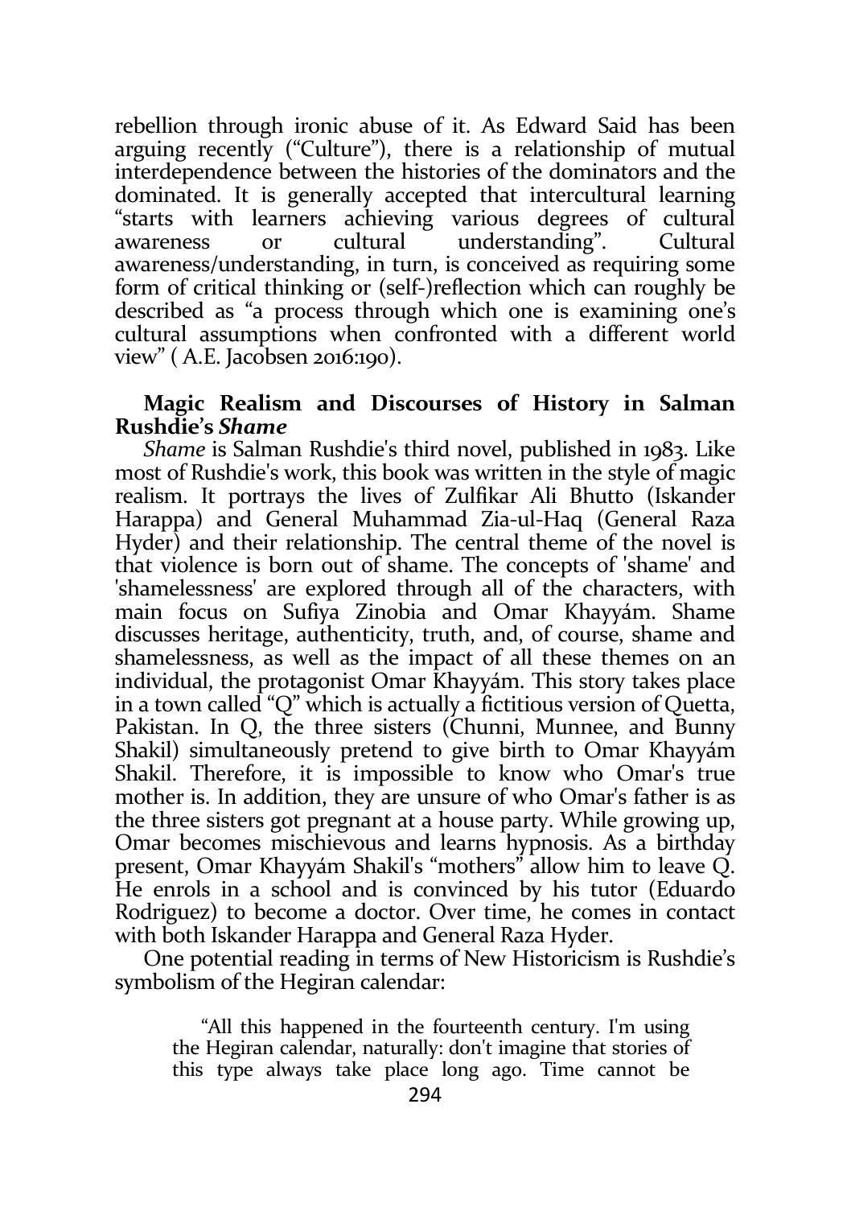rebellion through ironic abuse of it. As Edward Said has been arguing recently ("Culture"), there is a relationship of mutual interdependence between the histories of the dominators and the dominated. It is generally accepted that intercultural learning "starts with learners achieving various degrees of cultural awareness or cultural understanding". Cultural awareness/understanding, in turn, is conceived as requiring some form of critical thinking or (self-)reflection which can roughly be described as "a process through which one is examining one's cultural assumptions when confronted with a different world view" ( A.E. Jacobsen 2016:190).

## Magic Realism and Discourses of History in Salman Rushdie's *Shame*

*Shame* is Salman Rushdie's third novel, published in 1983. Like most of Rushdie's work, this book was written in the style of magic realism. It portrays the lives of Zulfikar Ali Bhutto (Iskander Harappa) and General Muhammad Zia-ul-Haq (General Raza Hyder) and their relationship. The central theme of the novel is that violence is born out of shame. The concepts of 'shame' and 'shamelessness' are explored through all of the characters, with main focus on Sufiya Zinobia and Omar Khayyám. Shame discusses heritage, authenticity, truth, and, of course, shame and shamelessness, as well as the impact of all these themes on an individual, the protagonist Omar Khayyám. This story takes place in a town called "Q" which is actually a fictitious version of Quetta, Pakistan. In Q, the three sisters (Chunni, Munnee, and Bunny Shakil) simultaneously pretend to give birth to Omar Khayyám Shakil. Therefore, it is impossible to know who Omar's true mother is. In addition, they are unsure of who Omar's father is as the three sisters got pregnant at a house party. While growing up, Omar becomes mischievous and learns hypnosis. As a birthday present, Omar Khayyám Shakil's "mothers" allow him to leave Q. He enrols in a school and is convinced by his tutor (Eduardo Rodriguez) to become a doctor. Over time, he comes in contact with both Iskander Harappa and General Raza Hyder.

One potential reading in terms of New Historicism is Rushdie's symbolism of the Hegiran calendar:

> "All this happened in the fourteenth century. I'm using the Hegiran calendar, naturally: don't imagine that stories of this type always take place long ago. Time cannot be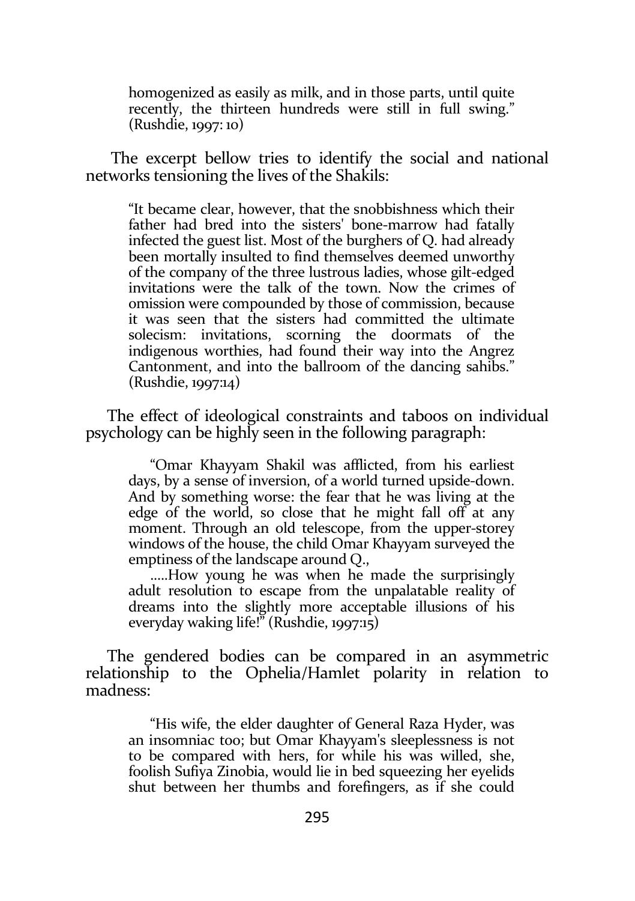> homogenized as easily as milk, and in those parts, until quite recently, the thirteen hundreds were still in full swing." (Rushdie, 1997: 10)

The excerpt bellow tries to identify the social and national networks tensioning the lives of the Shakils:

> "It became clear, however, that the snobbishness which their father had bred into the sisters' bone-marrow had fatally infected the guest list. Most of the burghers of Q. had already been mortally insulted to find themselves deemed unworthy of the company of the three lustrous ladies, whose gilt-edged invitations were the talk of the town. Now the crimes of omission were compounded by those of commission, because it was seen that the sisters had committed the ultimate solecism: invitations, scorning the doormats of the indigenous worthies, had found their way into the Angrez Cantonment, and into the ballroom of the dancing sahibs." (Rushdie, 1997:14)

The effect of ideological constraints and taboos on individual psychology can be highly seen in the following paragraph:

> "Omar Khayyam Shakil was afflicted, from his earliest days, by a sense of inversion, of a world turned upside-down. And by something worse: the fear that he was living at the edge of the world, so close that he might fall off at any moment. Through an old telescope, from the upper-storey windows of the house, the child Omar Khayyam surveyed the emptiness of the landscape around Q.,
>
> .....How young he was when he made the surprisingly adult resolution to escape from the unpalatable reality of dreams into the slightly more acceptable illusions of his everyday waking life!" (Rushdie, 1997:15)

The gendered bodies can be compared in an asymmetric relationship to the Ophelia/Hamlet polarity in relation to madness:

> "His wife, the elder daughter of General Raza Hyder, was an insomniac too; but Omar Khayyam's sleeplessness is not to be compared with hers, for while his was willed, she, foolish Sufiya Zinobia, would lie in bed squeezing her eyelids shut between her thumbs and forefingers, as if she could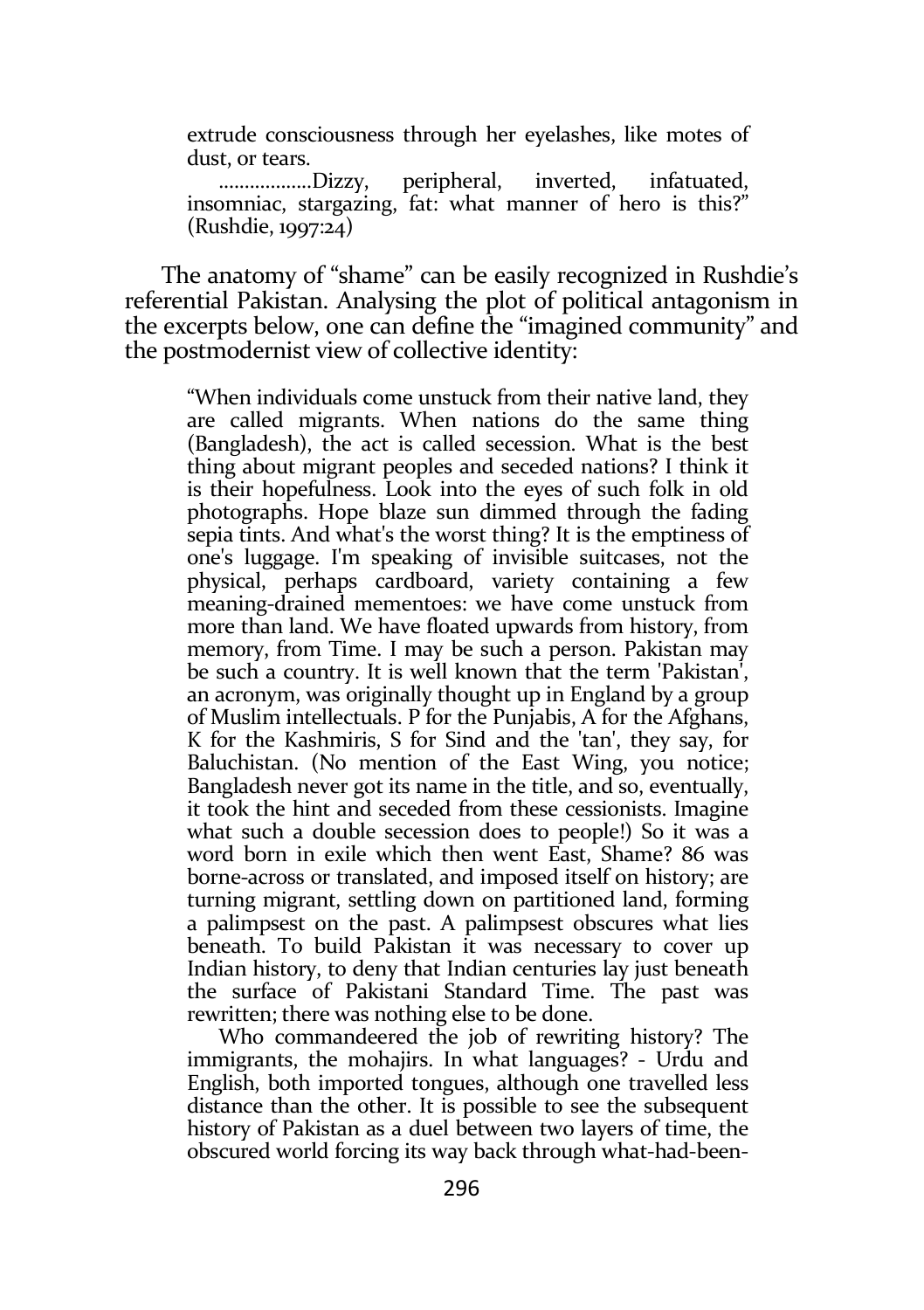> extrude consciousness through her eyelashes, like motes of dust, or tears.
>
> ..................Dizzy, peripheral, inverted, infatuated, insomniac, stargazing, fat: what manner of hero is this?" (Rushdie, 1997:24)

The anatomy of "shame" can be easily recognized in Rushdie's referential Pakistan. Analysing the plot of political antagonism in the excerpts below, one can define the "imagined community" and the postmodernist view of collective identity:

> "When individuals come unstuck from their native land, they are called migrants. When nations do the same thing (Bangladesh), the act is called secession. What is the best thing about migrant peoples and seceded nations? I think it is their hopefulness. Look into the eyes of such folk in old photographs. Hope blaze sun dimmed through the fading sepia tints. And what's the worst thing? It is the emptiness of one's luggage. I'm speaking of invisible suitcases, not the physical, perhaps cardboard, variety containing a few meaning-drained mementoes: we have come unstuck from more than land. We have floated upwards from history, from memory, from Time. I may be such a person. Pakistan may be such a country. It is well known that the term 'Pakistan', an acronym, was originally thought up in England by a group of Muslim intellectuals. P for the Punjabis, A for the Afghans, K for the Kashmiris, S for Sind and the 'tan', they say, for Baluchistan. (No mention of the East Wing, you notice; Bangladesh never got its name in the title, and so, eventually, it took the hint and seceded from these cessionists. Imagine what such a double secession does to people!) So it was a word born in exile which then went East, Shame? 86 was borne-across or translated, and imposed itself on history; are turning migrant, settling down on partitioned land, forming a palimpsest on the past. A palimpsest obscures what lies beneath. To build Pakistan it was necessary to cover up Indian history, to deny that Indian centuries lay just beneath the surface of Pakistani Standard Time. The past was rewritten; there was nothing else to be done.
>
> Who commandeered the job of rewriting history? The immigrants, the mohajirs. In what languages? - Urdu and English, both imported tongues, although one travelled less distance than the other. It is possible to see the subsequent history of Pakistan as a duel between two layers of time, the obscured world forcing its way back through what-had-been-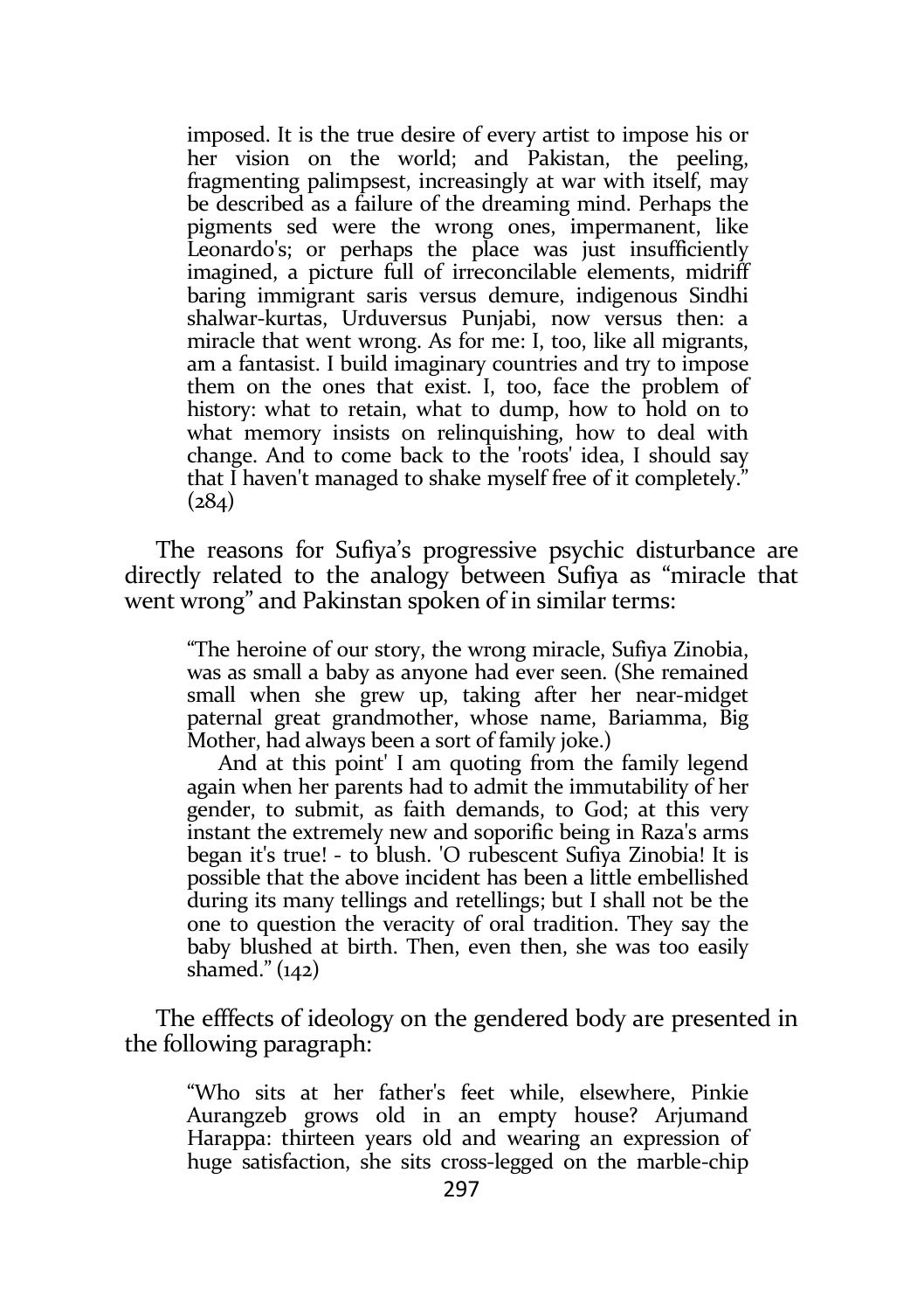> imposed. It is the true desire of every artist to impose his or her vision on the world; and Pakistan, the peeling, fragmenting palimpsest, increasingly at war with itself, may be described as a failure of the dreaming mind. Perhaps the pigments sed were the wrong ones, impermanent, like Leonardo's; or perhaps the place was just insufficiently imagined, a picture full of irreconcilable elements, midriff baring immigrant saris versus demure, indigenous Sindhi shalwar-kurtas, Urduversus Punjabi, now versus then: a miracle that went wrong. As for me: I, too, like all migrants, am a fantasist. I build imaginary countries and try to impose them on the ones that exist. I, too, face the problem of history: what to retain, what to dump, how to hold on to what memory insists on relinquishing, how to deal with change. And to come back to the 'roots' idea, I should say that I haven't managed to shake myself free of it completely." (284)

The reasons for Sufiya's progressive psychic disturbance are directly related to the analogy between Sufiya as "miracle that went wrong" and Pakinstan spoken of in similar terms:

> "The heroine of our story, the wrong miracle, Sufiya Zinobia, was as small a baby as anyone had ever seen. (She remained small when she grew up, taking after her near-midget paternal great grandmother, whose name, Bariamma, Big Mother, had always been a sort of family joke.)
>
> And at this point' I am quoting from the family legend again when her parents had to admit the immutability of her gender, to submit, as faith demands, to God; at this very instant the extremely new and soporific being in Raza's arms began it's true! - to blush. 'O rubescent Sufiya Zinobia! It is possible that the above incident has been a little embellished during its many tellings and retellings; but I shall not be the one to question the veracity of oral tradition. They say the baby blushed at birth. Then, even then, she was too easily shamed." (142)

The efffects of ideology on the gendered body are presented in the following paragraph:

> "Who sits at her father's feet while, elsewhere, Pinkie Aurangzeb grows old in an empty house? Arjumand Harappa: thirteen years old and wearing an expression of huge satisfaction, she sits cross-legged on the marble-chip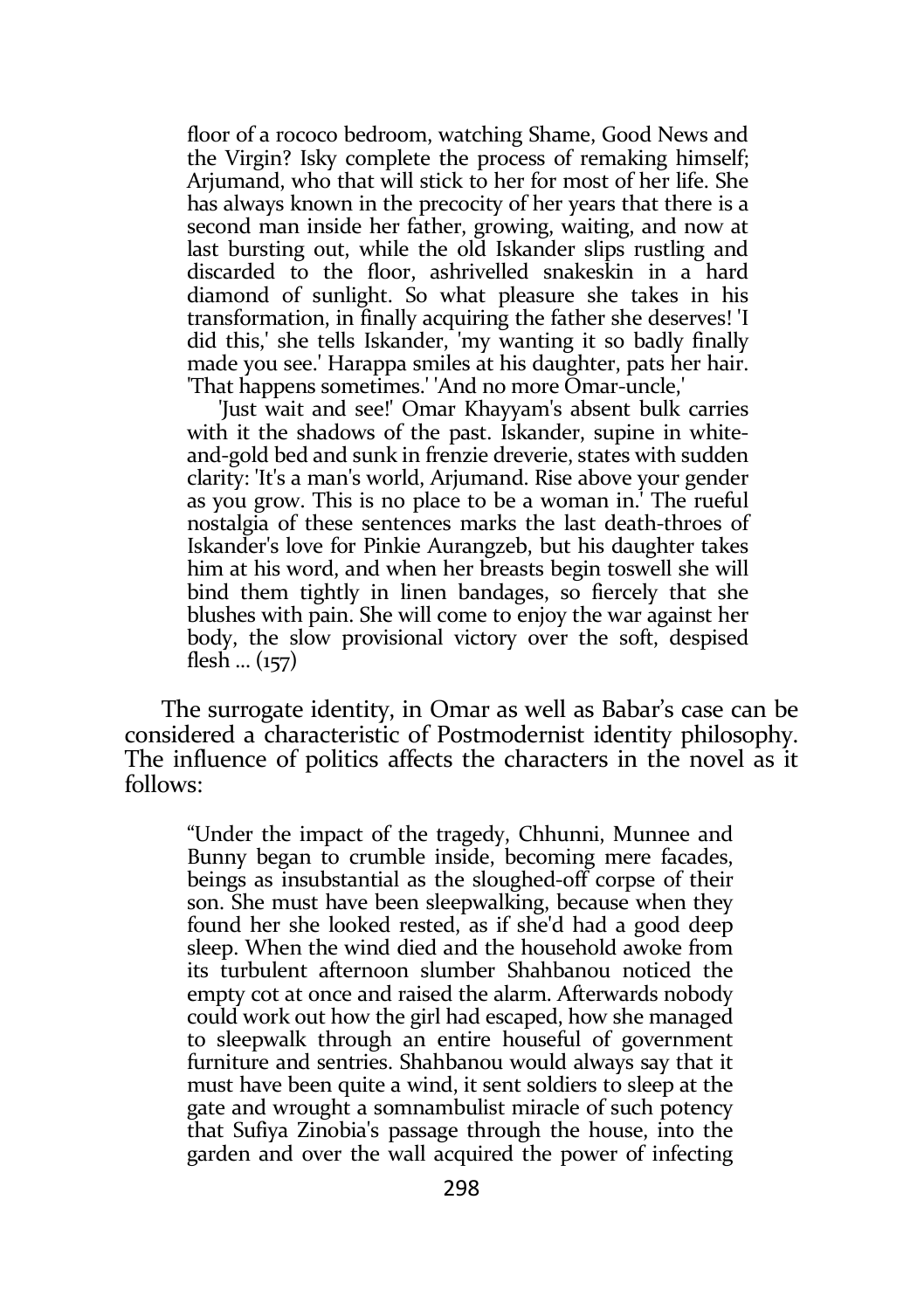> floor of a rococo bedroom, watching Shame, Good News and the Virgin? Isky complete the process of remaking himself; Arjumand, who that will stick to her for most of her life. She has always known in the precocity of her years that there is a second man inside her father, growing, waiting, and now at last bursting out, while the old Iskander slips rustling and discarded to the floor, ashrivelled snakeskin in a hard diamond of sunlight. So what pleasure she takes in his transformation, in finally acquiring the father she deserves! 'I did this,' she tells Iskander, 'my wanting it so badly finally made you see.' Harappa smiles at his daughter, pats her hair. 'That happens sometimes.' 'And no more Omar-uncle,'
>
> 'Just wait and see!' Omar Khayyam's absent bulk carries with it the shadows of the past. Iskander, supine in white-and-gold bed and sunk in frenzie dreverie, states with sudden clarity: 'It's a man's world, Arjumand. Rise above your gender as you grow. This is no place to be a woman in.' The rueful nostalgia of these sentences marks the last death-throes of Iskander's love for Pinkie Aurangzeb, but his daughter takes him at his word, and when her breasts begin toswell she will bind them tightly in linen bandages, so fiercely that she blushes with pain. She will come to enjoy the war against her body, the slow provisional victory over the soft, despised flesh ... (157)

The surrogate identity, in Omar as well as Babar's case can be considered a characteristic of Postmodernist identity philosophy. The influence of politics affects the characters in the novel as it follows:

> "Under the impact of the tragedy, Chhunni, Munnee and Bunny began to crumble inside, becoming mere facades, beings as insubstantial as the sloughed-off corpse of their son. She must have been sleepwalking, because when they found her she looked rested, as if she'd had a good deep sleep. When the wind died and the household awoke from its turbulent afternoon slumber Shahbanou noticed the empty cot at once and raised the alarm. Afterwards nobody could work out how the girl had escaped, how she managed to sleepwalk through an entire houseful of government furniture and sentries. Shahbanou would always say that it must have been quite a wind, it sent soldiers to sleep at the gate and wrought a somnambulist miracle of such potency that Sufiya Zinobia's passage through the house, into the garden and over the wall acquired the power of infecting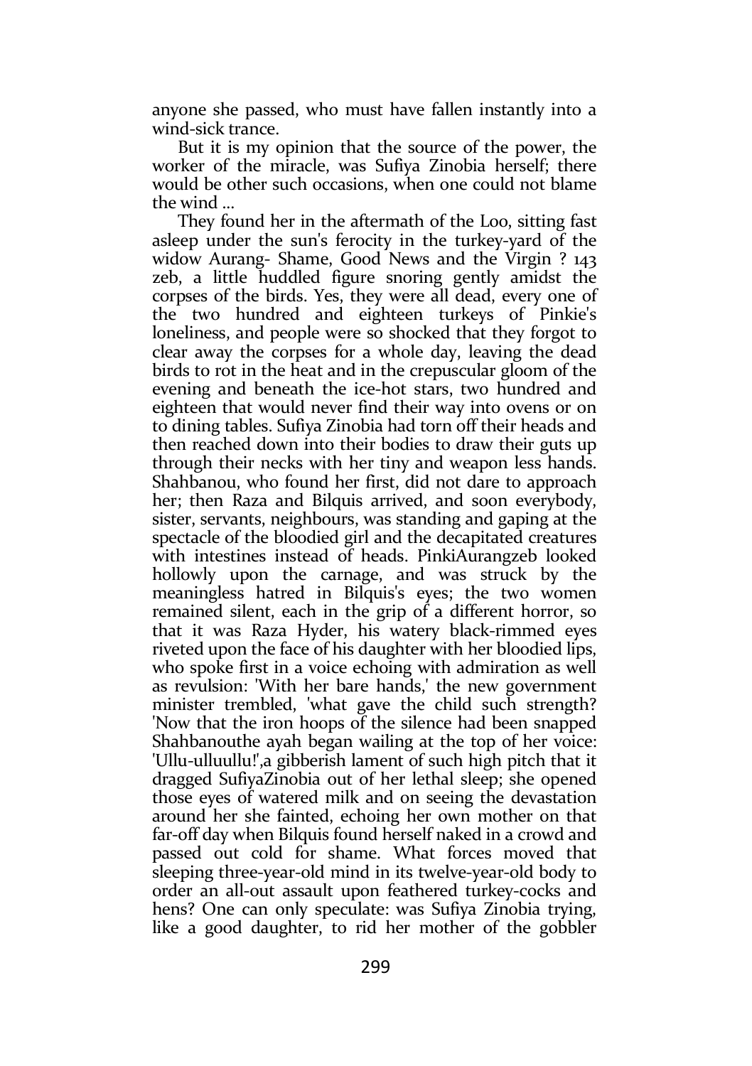anyone she passed, who must have fallen instantly into a wind-sick trance.

But it is my opinion that the source of the power, the worker of the miracle, was Sufiya Zinobia herself; there would be other such occasions, when one could not blame the wind ...

They found her in the aftermath of the Loo, sitting fast asleep under the sun's ferocity in the turkey-yard of the widow Aurang- Shame, Good News and the Virgin ? 143 zeb, a little huddled figure snoring gently amidst the corpses of the birds. Yes, they were all dead, every one of the two hundred and eighteen turkeys of Pinkie's loneliness, and people were so shocked that they forgot to clear away the corpses for a whole day, leaving the dead birds to rot in the heat and in the crepuscular gloom of the evening and beneath the ice-hot stars, two hundred and eighteen that would never find their way into ovens or on to dining tables. Sufiya Zinobia had torn off their heads and then reached down into their bodies to draw their guts up through their necks with her tiny and weapon less hands. Shahbanou, who found her first, did not dare to approach her; then Raza and Bilquis arrived, and soon everybody, sister, servants, neighbours, was standing and gaping at the spectacle of the bloodied girl and the decapitated creatures with intestines instead of heads. PinkiAurangzeb looked hollowly upon the carnage, and was struck by the meaningless hatred in Bilquis's eyes; the two women remained silent, each in the grip of a different horror, so that it was Raza Hyder, his watery black-rimmed eyes riveted upon the face of his daughter with her bloodied lips, who spoke first in a voice echoing with admiration as well as revulsion: 'With her bare hands,' the new government minister trembled, 'what gave the child such strength? 'Now that the iron hoops of the silence had been snapped Shahbanouthe ayah began wailing at the top of her voice: 'Ullu-ulluullu!',a gibberish lament of such high pitch that it dragged SufiyaZinobia out of her lethal sleep; she opened those eyes of watered milk and on seeing the devastation around her she fainted, echoing her own mother on that far-off day when Bilquis found herself naked in a crowd and passed out cold for shame. What forces moved that sleeping three-year-old mind in its twelve-year-old body to order an all-out assault upon feathered turkey-cocks and hens? One can only speculate: was Sufiya Zinobia trying, like a good daughter, to rid her mother of the gobbler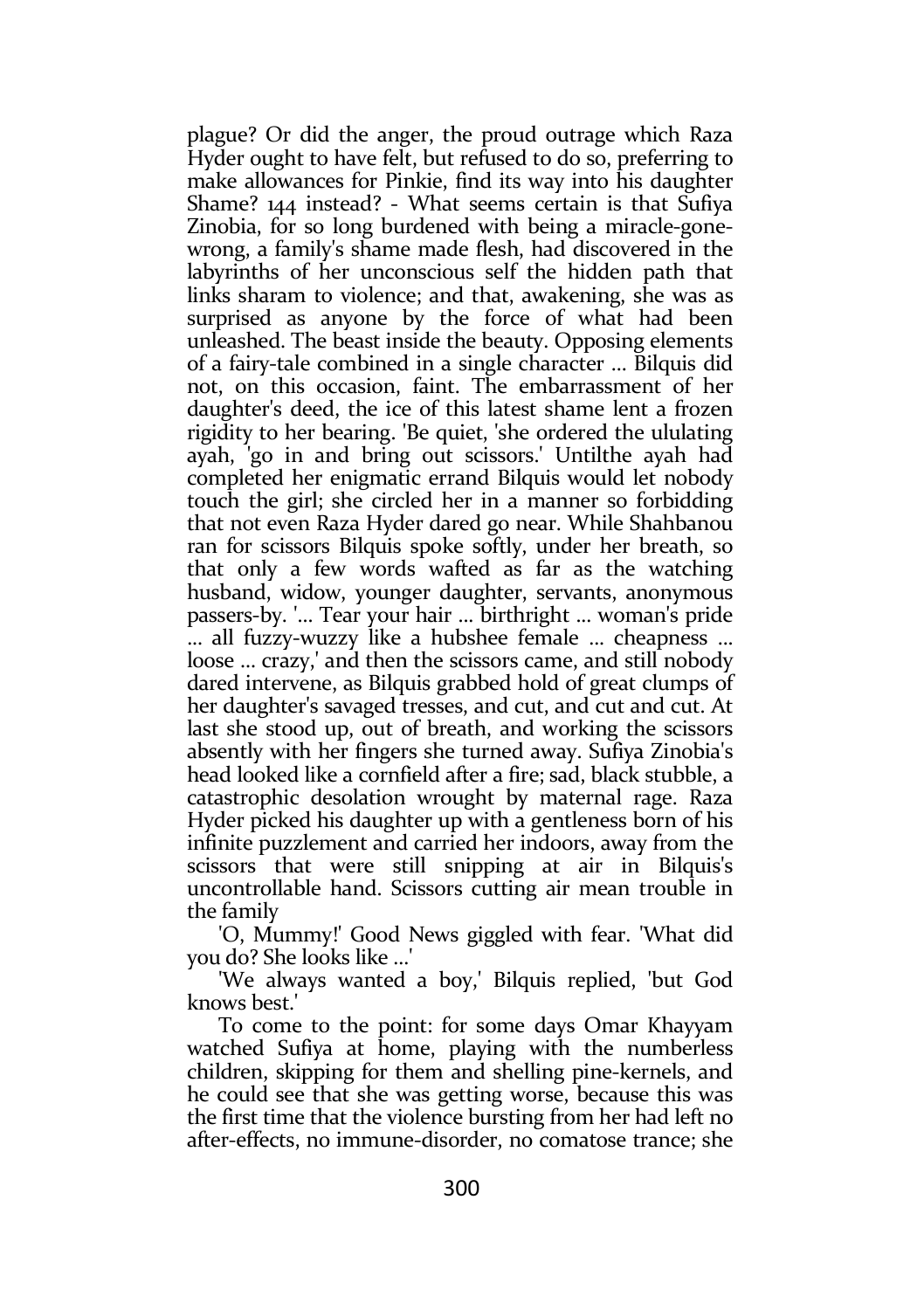plague? Or did the anger, the proud outrage which Raza Hyder ought to have felt, but refused to do so, preferring to make allowances for Pinkie, find its way into his daughter Shame? 144 instead? - What seems certain is that Sufiya Zinobia, for so long burdened with being a miracle-gone-wrong, a family's shame made flesh, had discovered in the labyrinths of her unconscious self the hidden path that links sharam to violence; and that, awakening, she was as surprised as anyone by the force of what had been unleashed. The beast inside the beauty. Opposing elements of a fairy-tale combined in a single character ... Bilquis did not, on this occasion, faint. The embarrassment of her daughter's deed, the ice of this latest shame lent a frozen rigidity to her bearing. 'Be quiet, 'she ordered the ululating ayah, 'go in and bring out scissors.' Untilthe ayah had completed her enigmatic errand Bilquis would let nobody touch the girl; she circled her in a manner so forbidding that not even Raza Hyder dared go near. While Shahbanou ran for scissors Bilquis spoke softly, under her breath, so that only a few words wafted as far as the watching husband, widow, younger daughter, servants, anonymous passers-by. '... Tear your hair ... birthright ... woman's pride ... all fuzzy-wuzzy like a hubshee female ... cheapness ... loose ... crazy,' and then the scissors came, and still nobody dared intervene, as Bilquis grabbed hold of great clumps of her daughter's savaged tresses, and cut, and cut and cut. At last she stood up, out of breath, and working the scissors absently with her fingers she turned away. Sufiya Zinobia's head looked like a cornfield after a fire; sad, black stubble, a catastrophic desolation wrought by maternal rage. Raza Hyder picked his daughter up with a gentleness born of his infinite puzzlement and carried her indoors, away from the scissors that were still snipping at air in Bilquis's uncontrollable hand. Scissors cutting air mean trouble in the family

'O, Mummy!' Good News giggled with fear. 'What did you do? She looks like ...'

'We always wanted a boy,' Bilquis replied, 'but God knows best.'

To come to the point: for some days Omar Khayyam watched Sufiya at home, playing with the numberless children, skipping for them and shelling pine-kernels, and he could see that she was getting worse, because this was the first time that the violence bursting from her had left no after-effects, no immune-disorder, no comatose trance; she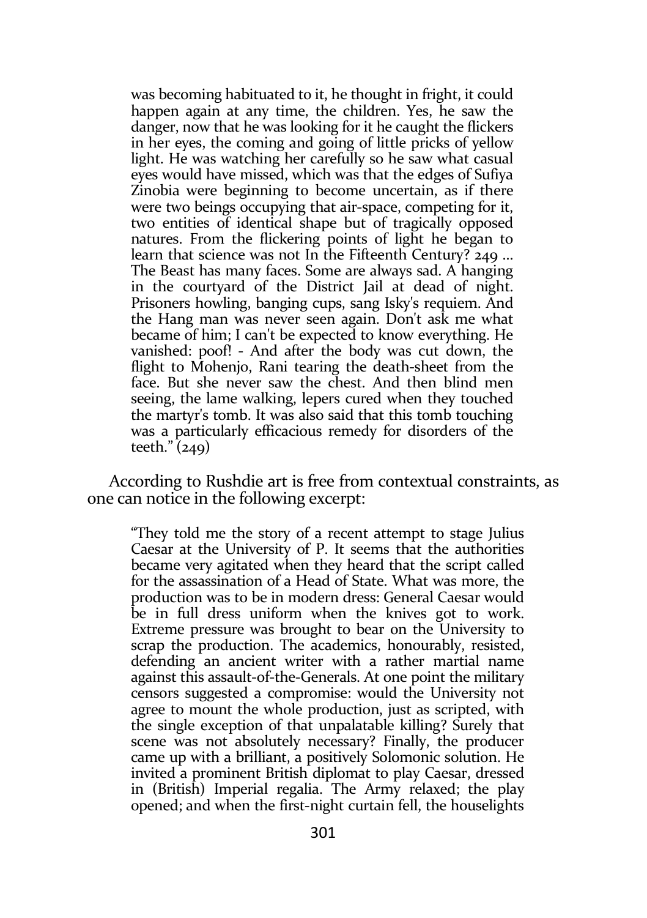> was becoming habituated to it, he thought in fright, it could happen again at any time, the children. Yes, he saw the danger, now that he was looking for it he caught the flickers in her eyes, the coming and going of little pricks of yellow light. He was watching her carefully so he saw what casual eyes would have missed, which was that the edges of Sufiya Zinobia were beginning to become uncertain, as if there were two beings occupying that air-space, competing for it, two entities of identical shape but of tragically opposed natures. From the flickering points of light he began to learn that science was not In the Fifteenth Century? 249 ... The Beast has many faces. Some are always sad. A hanging in the courtyard of the District Jail at dead of night. Prisoners howling, banging cups, sang Isky's requiem. And the Hang man was never seen again. Don't ask me what became of him; I can't be expected to know everything. He vanished: poof! - And after the body was cut down, the flight to Mohenjo, Rani tearing the death-sheet from the face. But she never saw the chest. And then blind men seeing, the lame walking, lepers cured when they touched the martyr's tomb. It was also said that this tomb touching was a particularly efficacious remedy for disorders of the teeth." (249)

According to Rushdie art is free from contextual constraints, as one can notice in the following excerpt:

> "They told me the story of a recent attempt to stage Julius Caesar at the University of P. It seems that the authorities became very agitated when they heard that the script called for the assassination of a Head of State. What was more, the production was to be in modern dress: General Caesar would be in full dress uniform when the knives got to work. Extreme pressure was brought to bear on the University to scrap the production. The academics, honourably, resisted, defending an ancient writer with a rather martial name against this assault-of-the-Generals. At one point the military censors suggested a compromise: would the University not agree to mount the whole production, just as scripted, with the single exception of that unpalatable killing? Surely that scene was not absolutely necessary? Finally, the producer came up with a brilliant, a positively Solomonic solution. He invited a prominent British diplomat to play Caesar, dressed in (British) Imperial regalia. The Army relaxed; the play opened; and when the first-night curtain fell, the houselights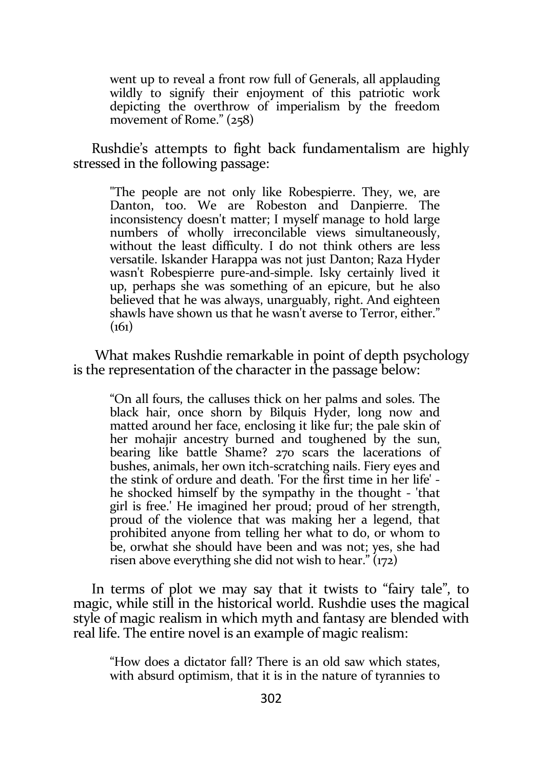> went up to reveal a front row full of Generals, all applauding wildly to signify their enjoyment of this patriotic work depicting the overthrow of imperialism by the freedom movement of Rome." (258)

Rushdie's attempts to fight back fundamentalism are highly stressed in the following passage:

> "The people are not only like Robespierre. They, we, are Danton, too. We are Robeston and Danpierre. The inconsistency doesn't matter; I myself manage to hold large numbers of wholly irreconcilable views simultaneously, without the least difficulty. I do not think others are less versatile. Iskander Harappa was not just Danton; Raza Hyder wasn't Robespierre pure-and-simple. Isky certainly lived it up, perhaps she was something of an epicure, but he also believed that he was always, unarguably, right. And eighteen shawls have shown us that he wasn't averse to Terror, either." (161)

What makes Rushdie remarkable in point of depth psychology is the representation of the character in the passage below:

> "On all fours, the calluses thick on her palms and soles. The black hair, once shorn by Bilquis Hyder, long now and matted around her face, enclosing it like fur; the pale skin of her mohajir ancestry burned and toughened by the sun, bearing like battle Shame? 270 scars the lacerations of bushes, animals, her own itch-scratching nails. Fiery eyes and the stink of ordure and death. 'For the first time in her life' - he shocked himself by the sympathy in the thought - 'that girl is free.' He imagined her proud; proud of her strength, proud of the violence that was making her a legend, that prohibited anyone from telling her what to do, or whom to be, orwhat she should have been and was not; yes, she had risen above everything she did not wish to hear." (172)

In terms of plot we may say that it twists to "fairy tale", to magic, while still in the historical world. Rushdie uses the magical style of magic realism in which myth and fantasy are blended with real life. The entire novel is an example of magic realism:

> "How does a dictator fall? There is an old saw which states, with absurd optimism, that it is in the nature of tyrannies to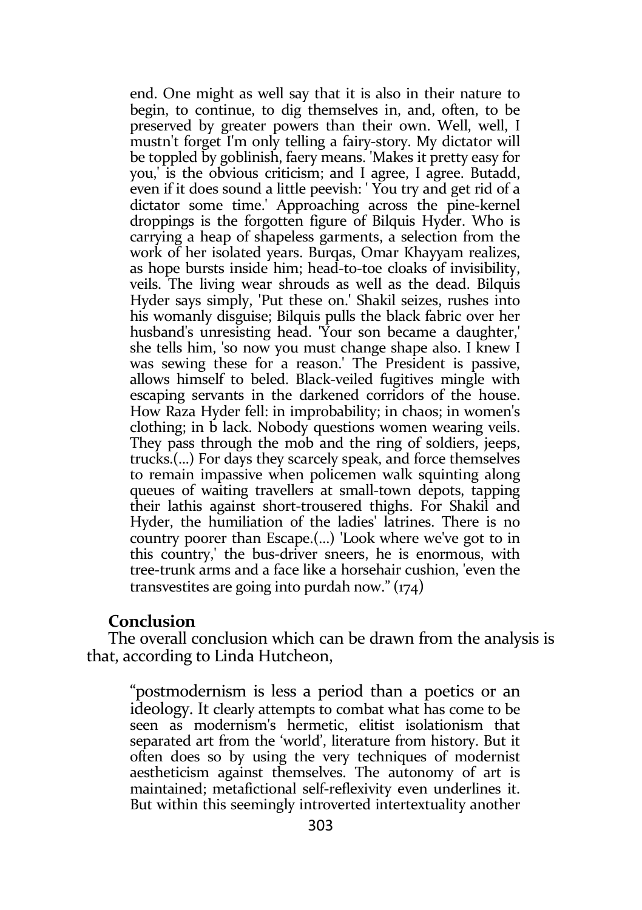end. One might as well say that it is also in their nature to begin, to continue, to dig themselves in, and, often, to be preserved by greater powers than their own. Well, well, I mustn't forget I'm only telling a fairy-story. My dictator will be toppled by goblinish, faery means. 'Makes it pretty easy for you,' is the obvious criticism; and I agree, I agree. Butadd, even if it does sound a little peevish: ' You try and get rid of a dictator some time.' Approaching across the pine-kernel droppings is the forgotten figure of Bilquis Hyder. Who is carrying a heap of shapeless garments, a selection from the work of her isolated years. Burqas, Omar Khayyam realizes, as hope bursts inside him; head-to-toe cloaks of invisibility, veils. The living wear shrouds as well as the dead. Bilquis Hyder says simply, 'Put these on.' Shakil seizes, rushes into his womanly disguise; Bilquis pulls the black fabric over her husband's unresisting head. 'Your son became a daughter,' she tells him, 'so now you must change shape also. I knew I was sewing these for a reason.' The President is passive, allows himself to beled. Black-veiled fugitives mingle with escaping servants in the darkened corridors of the house. How Raza Hyder fell: in improbability; in chaos; in women's clothing; in b lack. Nobody questions women wearing veils. They pass through the mob and the ring of soldiers, jeeps, trucks.(...) For days they scarcely speak, and force themselves to remain impassive when policemen walk squinting along queues of waiting travellers at small-town depots, tapping their lathis against short-trousered thighs. For Shakil and Hyder, the humiliation of the ladies' latrines. There is no country poorer than Escape.(...) 'Look where we've got to in this country,' the bus-driver sneers, he is enormous, with tree-trunk arms and a face like a horsehair cushion, 'even the transvestites are going into purdah now." (174)

## Conclusion

The overall conclusion which can be drawn from the analysis is that, according to Linda Hutcheon,

> "postmodernism is less a period than a poetics or an ideology. It clearly attempts to combat what has come to be seen as modernism's hermetic, elitist isolationism that separated art from the 'world', literature from history. But it often does so by using the very techniques of modernist aestheticism against themselves. The autonomy of art is maintained; metafictional self-reflexivity even underlines it. But within this seemingly introverted intertextuality another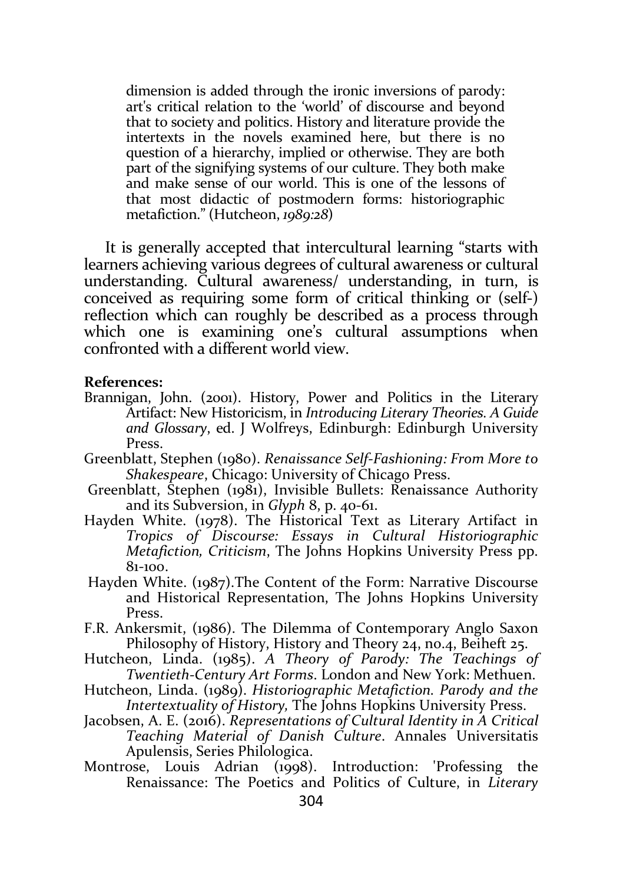> dimension is added through the ironic inversions of parody: art's critical relation to the 'world' of discourse and beyond that to society and politics. History and literature provide the intertexts in the novels examined here, but there is no question of a hierarchy, implied or otherwise. They are both part of the signifying systems of our culture. They both make and make sense of our world. This is one of the lessons of that most didactic of postmodern forms: historiographic metafiction." (Hutcheon, *1989:28*)

It is generally accepted that intercultural learning "starts with learners achieving various degrees of cultural awareness or cultural understanding. Cultural awareness/ understanding, in turn, is conceived as requiring some form of critical thinking or (self-) reflection which can roughly be described as a process through which one is examining one's cultural assumptions when confronted with a different world view.

**References:**

Brannigan, John. (2001). History, Power and Politics in the Literary Artifact: New Historicism, in *Introducing Literary Theories. A Guide and Glossary*, ed. J Wolfreys, Edinburgh: Edinburgh University Press.

Greenblatt, Stephen (1980). *Renaissance Self-Fashioning: From More to Shakespeare*, Chicago: University of Chicago Press.

Greenblatt, Stephen (1981), Invisible Bullets: Renaissance Authority and its Subversion, in *Glyph* 8, p. 40-61.

Hayden White. (1978). The Historical Text as Literary Artifact in *Tropics of Discourse: Essays in Cultural Historiographic Metafiction, Criticism*, The Johns Hopkins University Press pp. 81-100.

Hayden White. (1987).The Content of the Form: Narrative Discourse and Historical Representation, The Johns Hopkins University Press.

F.R. Ankersmit, (1986). The Dilemma of Contemporary Anglo Saxon Philosophy of History, History and Theory 24, no.4, Beiheft 25.

Hutcheon, Linda. (1985). *A Theory of Parody: The Teachings of Twentieth-Century Art Forms*. London and New York: Methuen.

Hutcheon, Linda. (1989). *Historiographic Metafiction. Parody and the Intertextuality of History,* The Johns Hopkins University Press.

Jacobsen, A. E. (2016). *Representations of Cultural Identity in A Critical Teaching Material of Danish Culture*. Annales Universitatis Apulensis, Series Philologica.

Montrose, Louis Adrian (1998). Introduction: 'Professing the Renaissance: The Poetics and Politics of Culture, in *Literary*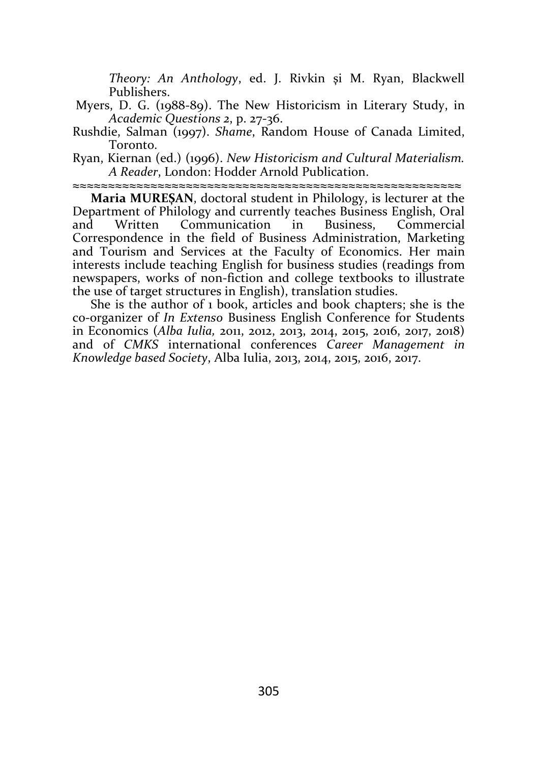*Theory: An Anthology*, ed. J. Rivkin și M. Ryan, Blackwell Publishers.

Myers, D. G. (1988-89). The New Historicism in Literary Study, in *Academic Questions 2*, p. 27-36.

Rushdie, Salman (1997). *Shame*, Random House of Canada Limited, Toronto.

Ryan, Kiernan (ed.) (1996). *New Historicism and Cultural Materialism. A Reader*, London: Hodder Arnold Publication.

≈≈≈≈≈≈≈≈≈≈≈≈≈≈≈≈≈≈≈≈≈≈≈≈≈≈≈≈≈≈≈≈≈≈≈≈≈≈≈≈≈≈≈≈≈≈≈≈≈≈≈≈

**Maria MUREȘAN**, doctoral student in Philology, is lecturer at the Department of Philology and currently teaches Business English, Oral and Written Communication in Business, Commercial Correspondence in the field of Business Administration, Marketing and Tourism and Services at the Faculty of Economics. Her main interests include teaching English for business studies (readings from newspapers, works of non-fiction and college textbooks to illustrate the use of target structures in English), translation studies.

She is the author of 1 book, articles and book chapters; she is the co-organizer of *In Extenso* Business English Conference for Students in Economics (*Alba Iulia*, 2011, 2012, 2013, 2014, 2015, 2016, 2017, 2018) and of *CMKS* international conferences *Career Management in Knowledge based Society*, Alba Iulia, 2013, 2014, 2015, 2016, 2017.